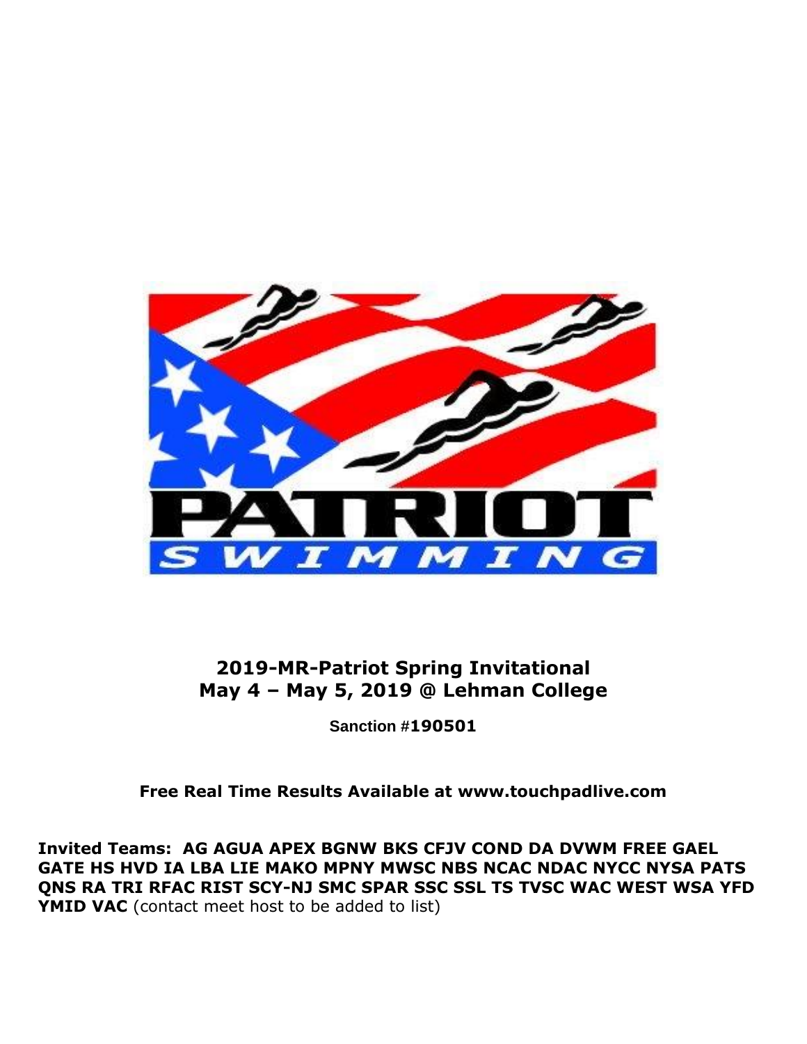# 2019-MR-Patriot Spring Invitational
# May 4 – May 5, 2019 @ Lehman College

**Sanction #190501**

**Free Real Time Results Available at www.touchpadlive.com**

**Invited Teams: AG AGUA APEX BGNW BKS CFJV COND DA DVWM FREE GAEL GATE HS HVD IA LBA LIE MAKO MPNY MWSC NBS NCAC NDAC NYCC NYSA PATS QNS RA TRI RFAC RIST SCY-NJ SMC SPAR SSC SSL TS TVSC WAC WEST WSA YFD YMID VAC** (contact meet host to be added to list)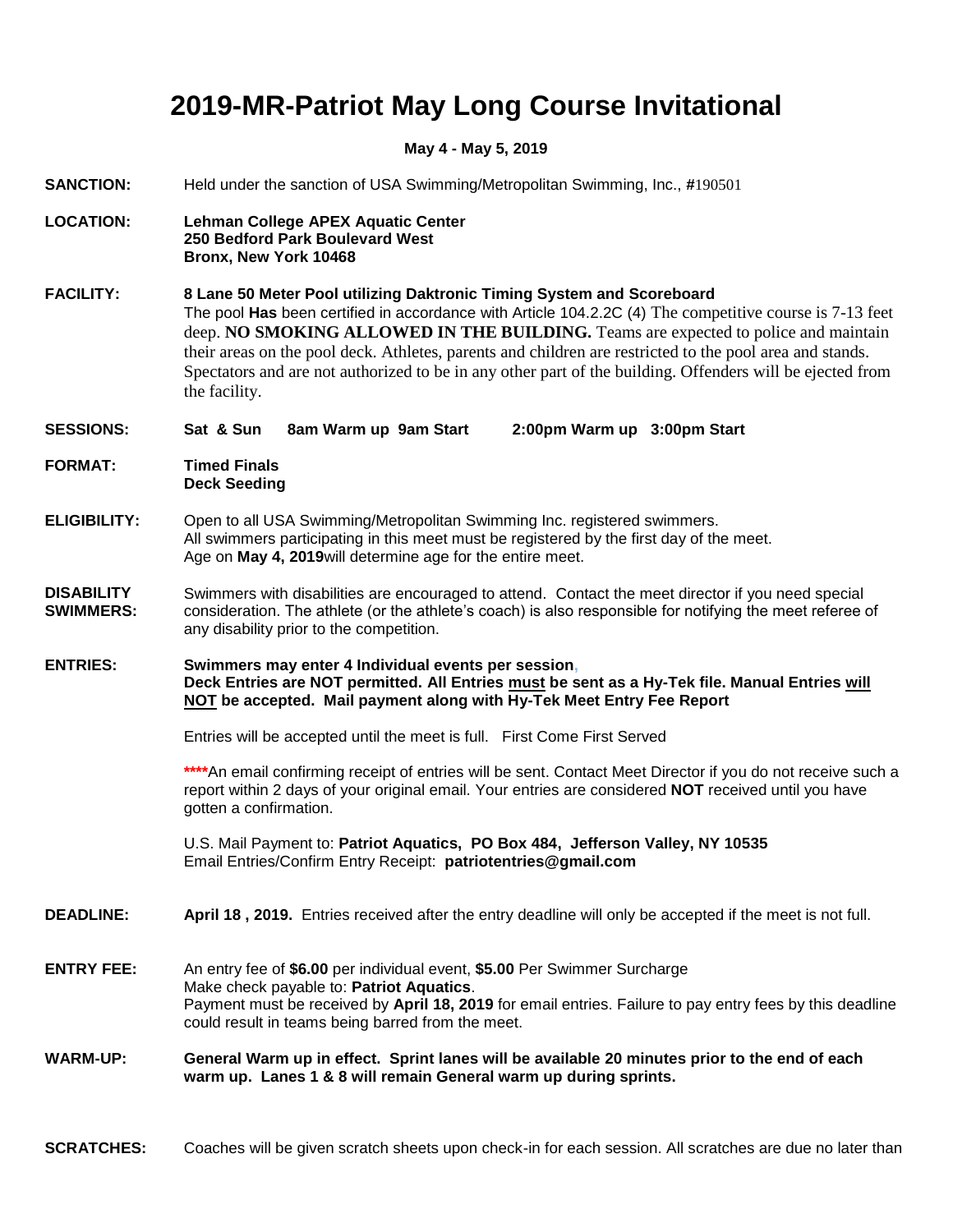# 2019-MR-Patriot May Long Course Invitational

**May 4 - May 5, 2019**

**SANCTION:** Held under the sanction of USA Swimming/Metropolitan Swimming, Inc., **#**190501

**LOCATION:** **Lehman College APEX Aquatic Center**
**250 Bedford Park Boulevard West**
**Bronx, New York 10468**

**FACILITY:** **8 Lane 50 Meter Pool utilizing Daktronic Timing System and Scoreboard**
The pool **Has** been certified in accordance with Article 104.2.2C (4) The competitive course is 7-13 feet deep. **NO SMOKING ALLOWED IN THE BUILDING.** Teams are expected to police and maintain their areas on the pool deck. Athletes, parents and children are restricted to the pool area and stands. Spectators and are not authorized to be in any other part of the building. Offenders will be ejected from the facility.

**SESSIONS:** **Sat & Sun 8am Warm up 9am Start 2:00pm Warm up 3:00pm Start**

**FORMAT:** **Timed Finals**
**Deck Seeding**

**ELIGIBILITY:** Open to all USA Swimming/Metropolitan Swimming Inc. registered swimmers.
All swimmers participating in this meet must be registered by the first day of the meet.
Age on **May 4, 2019**will determine age for the entire meet.

**DISABILITY SWIMMERS:** Swimmers with disabilities are encouraged to attend. Contact the meet director if you need special consideration. The athlete (or the athlete's coach) is also responsible for notifying the meet referee of any disability prior to the competition.

**ENTRIES:** **Swimmers may enter 4 Individual events per session,**
**Deck Entries are NOT permitted. All Entries must be sent as a Hy-Tek file. Manual Entries will NOT be accepted. Mail payment along with Hy-Tek Meet Entry Fee Report**

Entries will be accepted until the meet is full. First Come First Served

****An email confirming receipt of entries will be sent. Contact Meet Director if you do not receive such a report within 2 days of your original email. Your entries are considered **NOT** received until you have gotten a confirmation.

U.S. Mail Payment to: **Patriot Aquatics, PO Box 484, Jefferson Valley, NY 10535**
Email Entries/Confirm Entry Receipt: **patriotentries@gmail.com**

**DEADLINE:** **April 18 , 2019.** Entries received after the entry deadline will only be accepted if the meet is not full.

**ENTRY FEE:** An entry fee of **$6.00** per individual event, **$5.00** Per Swimmer Surcharge
Make check payable to: **Patriot Aquatics**.
Payment must be received by **April 18, 2019** for email entries. Failure to pay entry fees by this deadline could result in teams being barred from the meet.

**WARM-UP:** **General Warm up in effect. Sprint lanes will be available 20 minutes prior to the end of each warm up. Lanes 1 & 8 will remain General warm up during sprints.**

**SCRATCHES:** Coaches will be given scratch sheets upon check-in for each session. All scratches are due no later than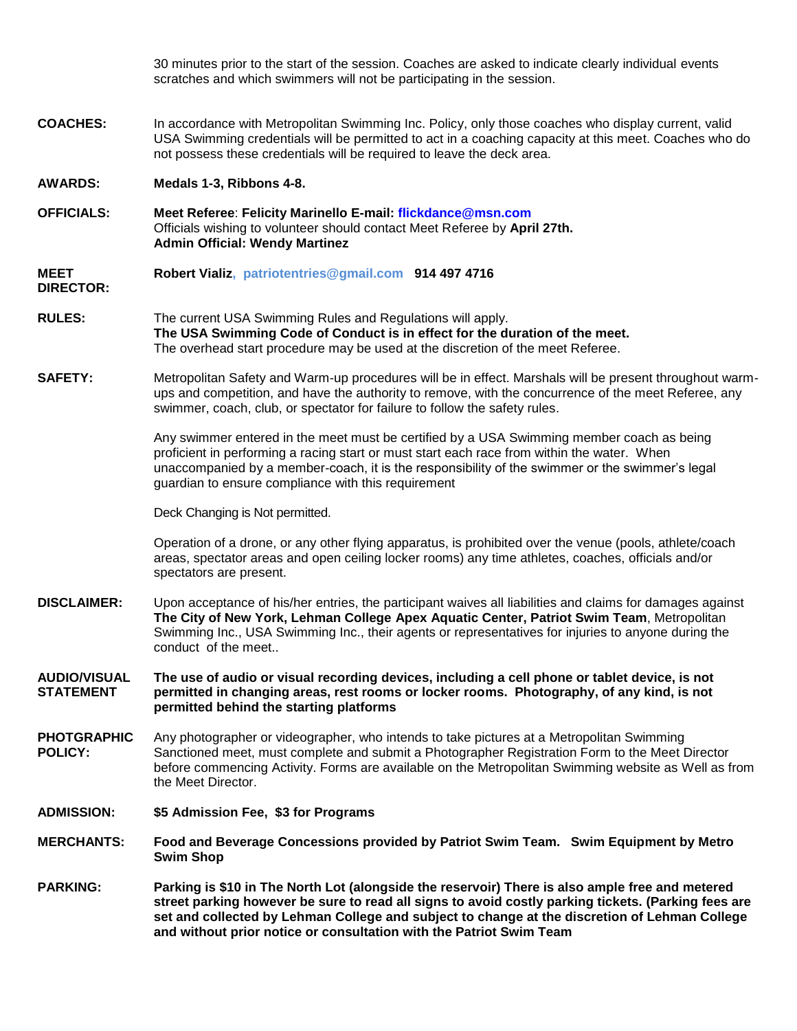30 minutes prior to the start of the session. Coaches are asked to indicate clearly individual events scratches and which swimmers will not be participating in the session.

**COACHES:** In accordance with Metropolitan Swimming Inc. Policy, only those coaches who display current, valid USA Swimming credentials will be permitted to act in a coaching capacity at this meet. Coaches who do not possess these credentials will be required to leave the deck area.

**AWARDS:** **Medals 1-3, Ribbons 4-8.**

**OFFICIALS:** **Meet Referee**: **Felicity Marinello E-mail: flickdance@msn.com**
Officials wishing to volunteer should contact Meet Referee by **April 27th.**
**Admin Official: Wendy Martinez**

**MEET DIRECTOR:** **Robert Vializ, patriotentries@gmail.com 914 497 4716**

**RULES:** The current USA Swimming Rules and Regulations will apply.
**The USA Swimming Code of Conduct is in effect for the duration of the meet.**
The overhead start procedure may be used at the discretion of the meet Referee.

**SAFETY:** Metropolitan Safety and Warm-up procedures will be in effect. Marshals will be present throughout warm-ups and competition, and have the authority to remove, with the concurrence of the meet Referee, any swimmer, coach, club, or spectator for failure to follow the safety rules.

Any swimmer entered in the meet must be certified by a USA Swimming member coach as being proficient in performing a racing start or must start each race from within the water. When unaccompanied by a member-coach, it is the responsibility of the swimmer or the swimmer's legal guardian to ensure compliance with this requirement

Deck Changing is Not permitted.

Operation of a drone, or any other flying apparatus, is prohibited over the venue (pools, athlete/coach areas, spectator areas and open ceiling locker rooms) any time athletes, coaches, officials and/or spectators are present.

**DISCLAIMER:** Upon acceptance of his/her entries, the participant waives all liabilities and claims for damages against **The City of New York, Lehman College Apex Aquatic Center, Patriot Swim Team**, Metropolitan Swimming Inc., USA Swimming Inc., their agents or representatives for injuries to anyone during the conduct of the meet..

**AUDIO/VISUAL STATEMENT** **The use of audio or visual recording devices, including a cell phone or tablet device, is not permitted in changing areas, rest rooms or locker rooms. Photography, of any kind, is not permitted behind the starting platforms**

**PHOTGRAPHIC POLICY:** Any photographer or videographer, who intends to take pictures at a Metropolitan Swimming Sanctioned meet, must complete and submit a Photographer Registration Form to the Meet Director before commencing Activity. Forms are available on the Metropolitan Swimming website as Well as from the Meet Director.

**ADMISSION:** **$5 Admission Fee, $3 for Programs**

**MERCHANTS:** **Food and Beverage Concessions provided by Patriot Swim Team. Swim Equipment by Metro Swim Shop**

**PARKING:** **Parking is $10 in The North Lot (alongside the reservoir) There is also ample free and metered street parking however be sure to read all signs to avoid costly parking tickets. (Parking fees are set and collected by Lehman College and subject to change at the discretion of Lehman College and without prior notice or consultation with the Patriot Swim Team**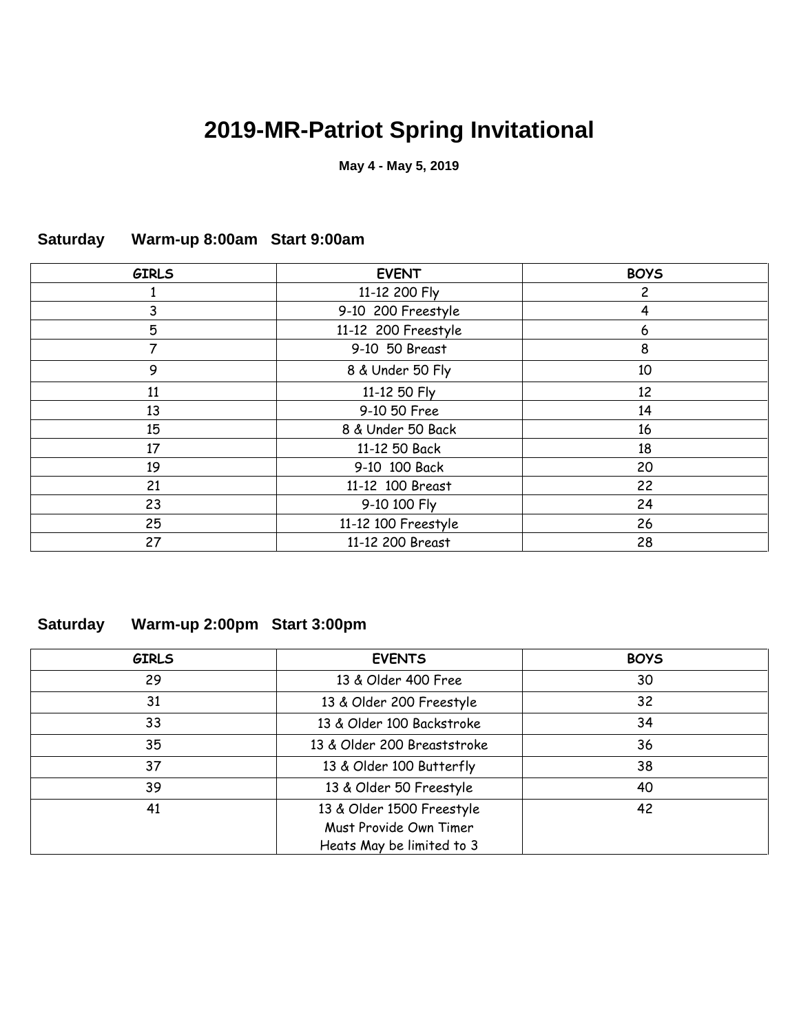# 2019-MR-Patriot Spring Invitational

**May 4 - May 5, 2019**

**Saturday Warm-up 8:00am Start 9:00am**

| GIRLS | EVENT | BOYS |
|---|---|---|
| 1 | 11-12 200 Fly | 2 |
| 3 | 9-10 200 Freestyle | 4 |
| 5 | 11-12 200 Freestyle | 6 |
| 7 | 9-10 50 Breast | 8 |
| 9 | 8 & Under 50 Fly | 10 |
| 11 | 11-12 50 Fly | 12 |
| 13 | 9-10 50 Free | 14 |
| 15 | 8 & Under 50 Back | 16 |
| 17 | 11-12 50 Back | 18 |
| 19 | 9-10 100 Back | 20 |
| 21 | 11-12 100 Breast | 22 |
| 23 | 9-10 100 Fly | 24 |
| 25 | 11-12 100 Freestyle | 26 |
| 27 | 11-12 200 Breast | 28 |

**Saturday Warm-up 2:00pm Start 3:00pm**

| GIRLS | EVENTS | BOYS |
|---|---|---|
| 29 | 13 & Older 400 Free | 30 |
| 31 | 13 & Older 200 Freestyle | 32 |
| 33 | 13 & Older 100 Backstroke | 34 |
| 35 | 13 & Older 200 Breaststroke | 36 |
| 37 | 13 & Older 100 Butterfly | 38 |
| 39 | 13 & Older 50 Freestyle | 40 |
| 41 | 13 & Older 1500 Freestyle<br>Must Provide Own Timer<br>Heats May be limited to 3 | 42 |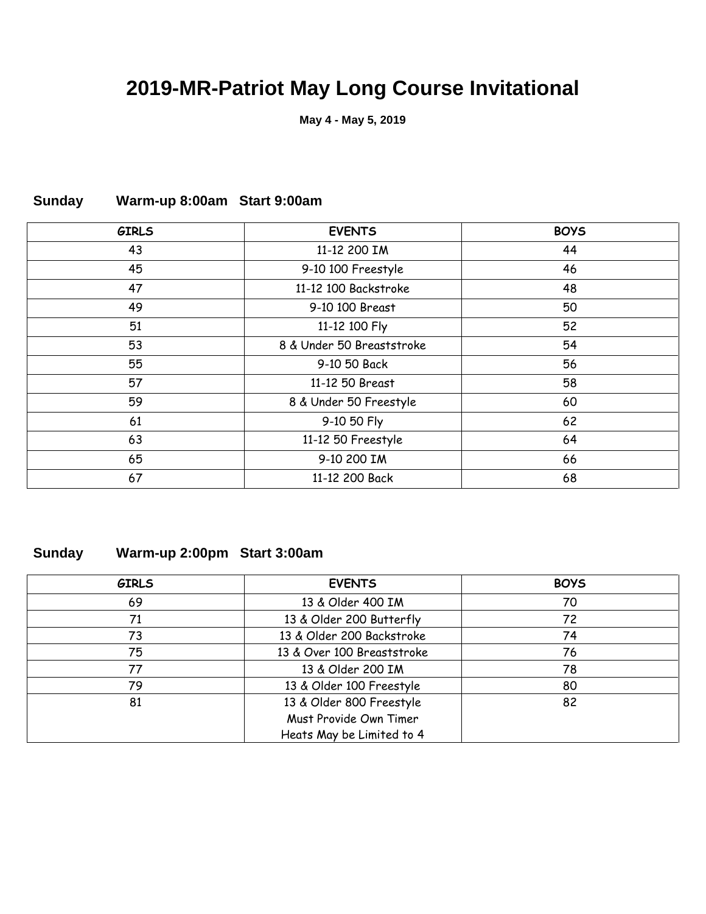# 2019-MR-Patriot May Long Course Invitational

**May 4 - May 5, 2019**

**Sunday Warm-up 8:00am Start 9:00am**

| GIRLS | EVENTS | BOYS |
|---|---|---|
| 43 | 11-12 200 IM | 44 |
| 45 | 9-10 100 Freestyle | 46 |
| 47 | 11-12 100 Backstroke | 48 |
| 49 | 9-10 100 Breast | 50 |
| 51 | 11-12 100 Fly | 52 |
| 53 | 8 & Under 50 Breaststroke | 54 |
| 55 | 9-10 50 Back | 56 |
| 57 | 11-12 50 Breast | 58 |
| 59 | 8 & Under 50 Freestyle | 60 |
| 61 | 9-10 50 Fly | 62 |
| 63 | 11-12 50 Freestyle | 64 |
| 65 | 9-10 200 IM | 66 |
| 67 | 11-12 200 Back | 68 |

**Sunday Warm-up 2:00pm Start 3:00am**

| GIRLS | EVENTS | BOYS |
|---|---|---|
| 69 | 13 & Older 400 IM | 70 |
| 71 | 13 & Older 200 Butterfly | 72 |
| 73 | 13 & Older 200 Backstroke | 74 |
| 75 | 13 & Over 100 Breaststroke | 76 |
| 77 | 13 & Older 200 IM | 78 |
| 79 | 13 & Older 100 Freestyle | 80 |
| 81 | 13 & Older 800 Freestyle<br>Must Provide Own Timer<br>Heats May be Limited to 4 | 82 |